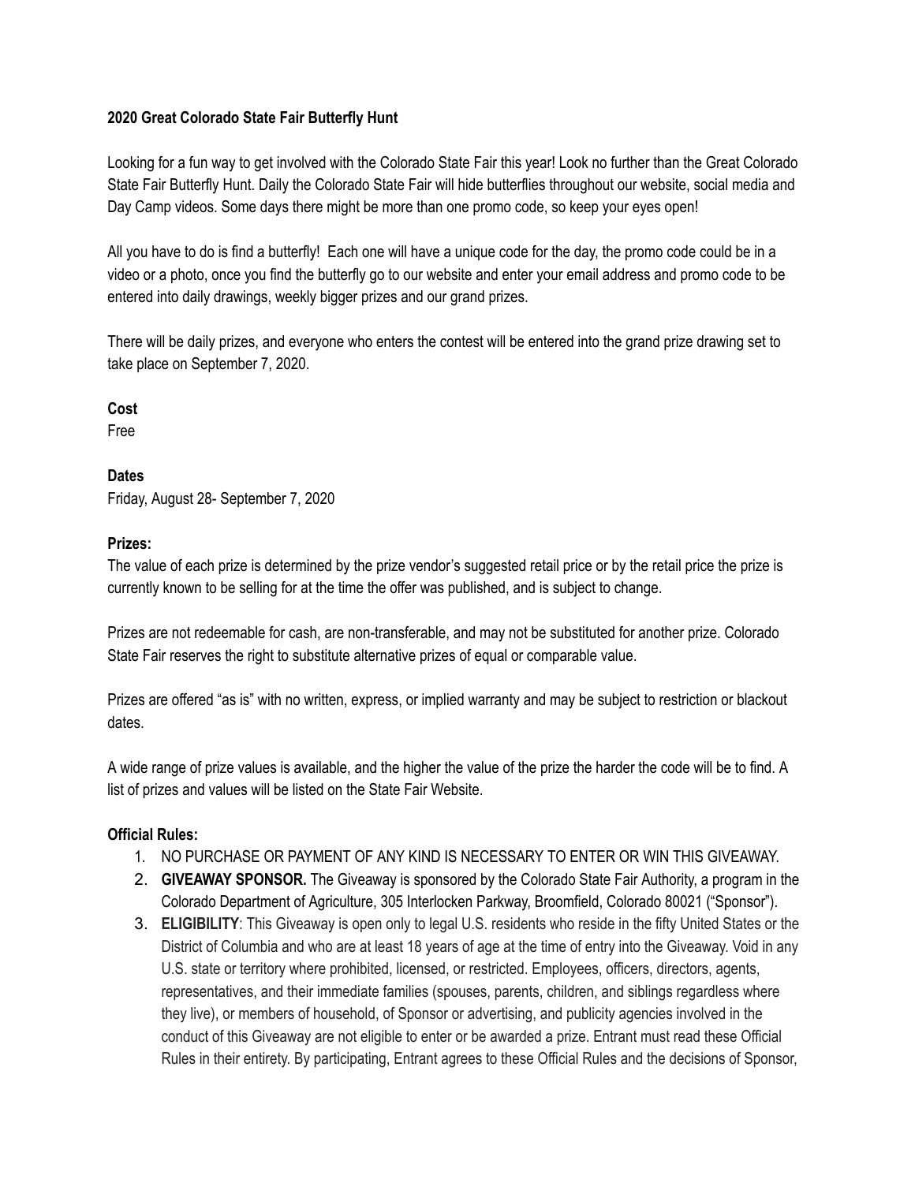**2020 Great Colorado State Fair Butterfly Hunt**

Looking for a fun way to get involved with the Colorado State Fair this year! Look no further than the Great Colorado State Fair Butterfly Hunt. Daily the Colorado State Fair will hide butterflies throughout our website, social media and Day Camp videos. Some days there might be more than one promo code, so keep your eyes open!

All you have to do is find a butterfly! Each one will have a unique code for the day, the promo code could be in a video or a photo, once you find the butterfly go to our website and enter your email address and promo code to be entered into daily drawings, weekly bigger prizes and our grand prizes.

There will be daily prizes, and everyone who enters the contest will be entered into the grand prize drawing set to take place on September 7, 2020.

**Cost**

Free

**Dates**

Friday, August 28- September 7, 2020

**Prizes:**

The value of each prize is determined by the prize vendor's suggested retail price or by the retail price the prize is currently known to be selling for at the time the offer was published, and is subject to change.

Prizes are not redeemable for cash, are non-transferable, and may not be substituted for another prize. Colorado State Fair reserves the right to substitute alternative prizes of equal or comparable value.

Prizes are offered "as is" with no written, express, or implied warranty and may be subject to restriction or blackout dates.

A wide range of prize values is available, and the higher the value of the prize the harder the code will be to find. A list of prizes and values will be listed on the State Fair Website.

**Official Rules:**

1. NO PURCHASE OR PAYMENT OF ANY KIND IS NECESSARY TO ENTER OR WIN THIS GIVEAWAY.
2. **GIVEAWAY SPONSOR.** The Giveaway is sponsored by the Colorado State Fair Authority, a program in the Colorado Department of Agriculture, 305 Interlocken Parkway, Broomfield, Colorado 80021 ("Sponsor").
3. **ELIGIBILITY**: This Giveaway is open only to legal U.S. residents who reside in the fifty United States or the District of Columbia and who are at least 18 years of age at the time of entry into the Giveaway. Void in any U.S. state or territory where prohibited, licensed, or restricted. Employees, officers, directors, agents, representatives, and their immediate families (spouses, parents, children, and siblings regardless where they live), or members of household, of Sponsor or advertising, and publicity agencies involved in the conduct of this Giveaway are not eligible to enter or be awarded a prize. Entrant must read these Official Rules in their entirety. By participating, Entrant agrees to these Official Rules and the decisions of Sponsor,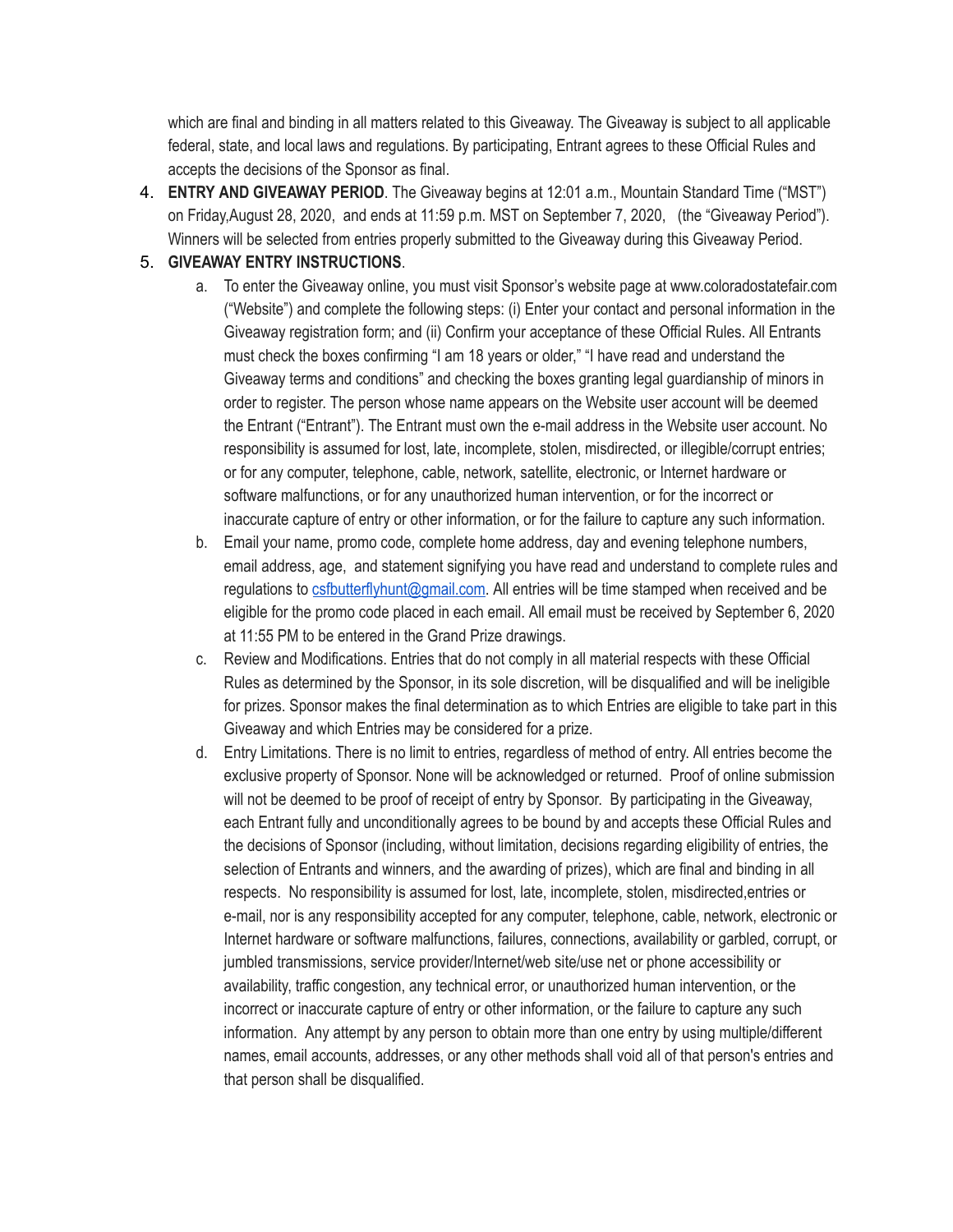which are final and binding in all matters related to this Giveaway. The Giveaway is subject to all applicable federal, state, and local laws and regulations. By participating, Entrant agrees to these Official Rules and accepts the decisions of the Sponsor as final.

4. **ENTRY AND GIVEAWAY PERIOD**. The Giveaway begins at 12:01 a.m., Mountain Standard Time ("MST") on Friday,August 28, 2020, and ends at 11:59 p.m. MST on September 7, 2020, (the "Giveaway Period"). Winners will be selected from entries properly submitted to the Giveaway during this Giveaway Period.
5. **GIVEAWAY ENTRY INSTRUCTIONS**.
   a. To enter the Giveaway online, you must visit Sponsor's website page at www.coloradostatefair.com ("Website") and complete the following steps: (i) Enter your contact and personal information in the Giveaway registration form; and (ii) Confirm your acceptance of these Official Rules. All Entrants must check the boxes confirming "I am 18 years or older," "I have read and understand the Giveaway terms and conditions" and checking the boxes granting legal guardianship of minors in order to register. The person whose name appears on the Website user account will be deemed the Entrant ("Entrant"). The Entrant must own the e-mail address in the Website user account. No responsibility is assumed for lost, late, incomplete, stolen, misdirected, or illegible/corrupt entries; or for any computer, telephone, cable, network, satellite, electronic, or Internet hardware or software malfunctions, or for any unauthorized human intervention, or for the incorrect or inaccurate capture of entry or other information, or for the failure to capture any such information.
   b. Email your name, promo code, complete home address, day and evening telephone numbers, email address, age, and statement signifying you have read and understand to complete rules and regulations to csfbutterflyhunt@gmail.com. All entries will be time stamped when received and be eligible for the promo code placed in each email. All email must be received by September 6, 2020 at 11:55 PM to be entered in the Grand Prize drawings.
   c. Review and Modifications. Entries that do not comply in all material respects with these Official Rules as determined by the Sponsor, in its sole discretion, will be disqualified and will be ineligible for prizes. Sponsor makes the final determination as to which Entries are eligible to take part in this Giveaway and which Entries may be considered for a prize.
   d. Entry Limitations. There is no limit to entries, regardless of method of entry. All entries become the exclusive property of Sponsor. None will be acknowledged or returned. Proof of online submission will not be deemed to be proof of receipt of entry by Sponsor. By participating in the Giveaway, each Entrant fully and unconditionally agrees to be bound by and accepts these Official Rules and the decisions of Sponsor (including, without limitation, decisions regarding eligibility of entries, the selection of Entrants and winners, and the awarding of prizes), which are final and binding in all respects. No responsibility is assumed for lost, late, incomplete, stolen, misdirected,entries or e-mail, nor is any responsibility accepted for any computer, telephone, cable, network, electronic or Internet hardware or software malfunctions, failures, connections, availability or garbled, corrupt, or jumbled transmissions, service provider/Internet/web site/use net or phone accessibility or availability, traffic congestion, any technical error, or unauthorized human intervention, or the incorrect or inaccurate capture of entry or other information, or the failure to capture any such information. Any attempt by any person to obtain more than one entry by using multiple/different names, email accounts, addresses, or any other methods shall void all of that person's entries and that person shall be disqualified.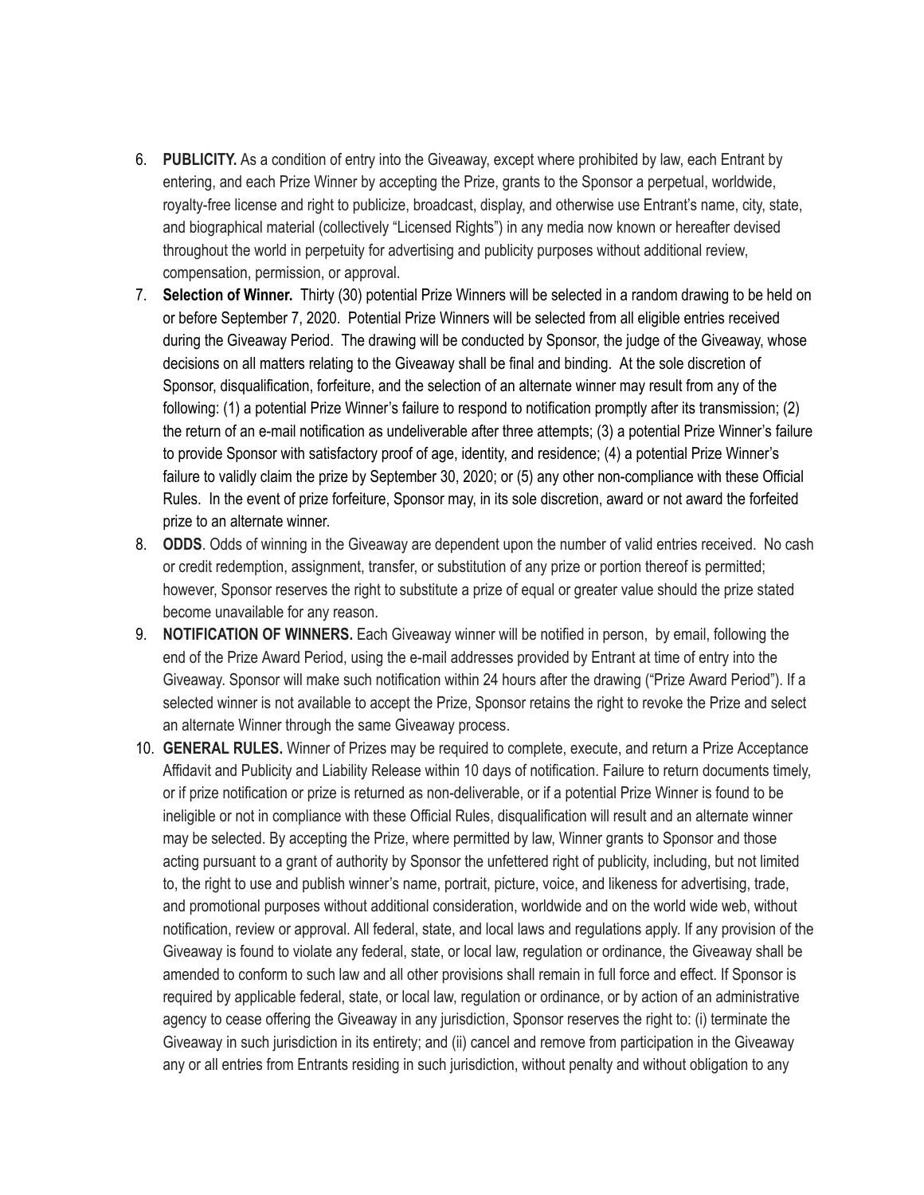6. **PUBLICITY.** As a condition of entry into the Giveaway, except where prohibited by law, each Entrant by entering, and each Prize Winner by accepting the Prize, grants to the Sponsor a perpetual, worldwide, royalty-free license and right to publicize, broadcast, display, and otherwise use Entrant's name, city, state, and biographical material (collectively "Licensed Rights") in any media now known or hereafter devised throughout the world in perpetuity for advertising and publicity purposes without additional review, compensation, permission, or approval.
7. **Selection of Winner.** Thirty (30) potential Prize Winners will be selected in a random drawing to be held on or before September 7, 2020. Potential Prize Winners will be selected from all eligible entries received during the Giveaway Period. The drawing will be conducted by Sponsor, the judge of the Giveaway, whose decisions on all matters relating to the Giveaway shall be final and binding. At the sole discretion of Sponsor, disqualification, forfeiture, and the selection of an alternate winner may result from any of the following: (1) a potential Prize Winner's failure to respond to notification promptly after its transmission; (2) the return of an e-mail notification as undeliverable after three attempts; (3) a potential Prize Winner's failure to provide Sponsor with satisfactory proof of age, identity, and residence; (4) a potential Prize Winner's failure to validly claim the prize by September 30, 2020; or (5) any other non-compliance with these Official Rules. In the event of prize forfeiture, Sponsor may, in its sole discretion, award or not award the forfeited prize to an alternate winner.
8. **ODDS**. Odds of winning in the Giveaway are dependent upon the number of valid entries received. No cash or credit redemption, assignment, transfer, or substitution of any prize or portion thereof is permitted; however, Sponsor reserves the right to substitute a prize of equal or greater value should the prize stated become unavailable for any reason.
9. **NOTIFICATION OF WINNERS.** Each Giveaway winner will be notified in person, by email, following the end of the Prize Award Period, using the e-mail addresses provided by Entrant at time of entry into the Giveaway. Sponsor will make such notification within 24 hours after the drawing ("Prize Award Period"). If a selected winner is not available to accept the Prize, Sponsor retains the right to revoke the Prize and select an alternate Winner through the same Giveaway process.
10. **GENERAL RULES.** Winner of Prizes may be required to complete, execute, and return a Prize Acceptance Affidavit and Publicity and Liability Release within 10 days of notification. Failure to return documents timely, or if prize notification or prize is returned as non-deliverable, or if a potential Prize Winner is found to be ineligible or not in compliance with these Official Rules, disqualification will result and an alternate winner may be selected. By accepting the Prize, where permitted by law, Winner grants to Sponsor and those acting pursuant to a grant of authority by Sponsor the unfettered right of publicity, including, but not limited to, the right to use and publish winner's name, portrait, picture, voice, and likeness for advertising, trade, and promotional purposes without additional consideration, worldwide and on the world wide web, without notification, review or approval. All federal, state, and local laws and regulations apply. If any provision of the Giveaway is found to violate any federal, state, or local law, regulation or ordinance, the Giveaway shall be amended to conform to such law and all other provisions shall remain in full force and effect. If Sponsor is required by applicable federal, state, or local law, regulation or ordinance, or by action of an administrative agency to cease offering the Giveaway in any jurisdiction, Sponsor reserves the right to: (i) terminate the Giveaway in such jurisdiction in its entirety; and (ii) cancel and remove from participation in the Giveaway any or all entries from Entrants residing in such jurisdiction, without penalty and without obligation to any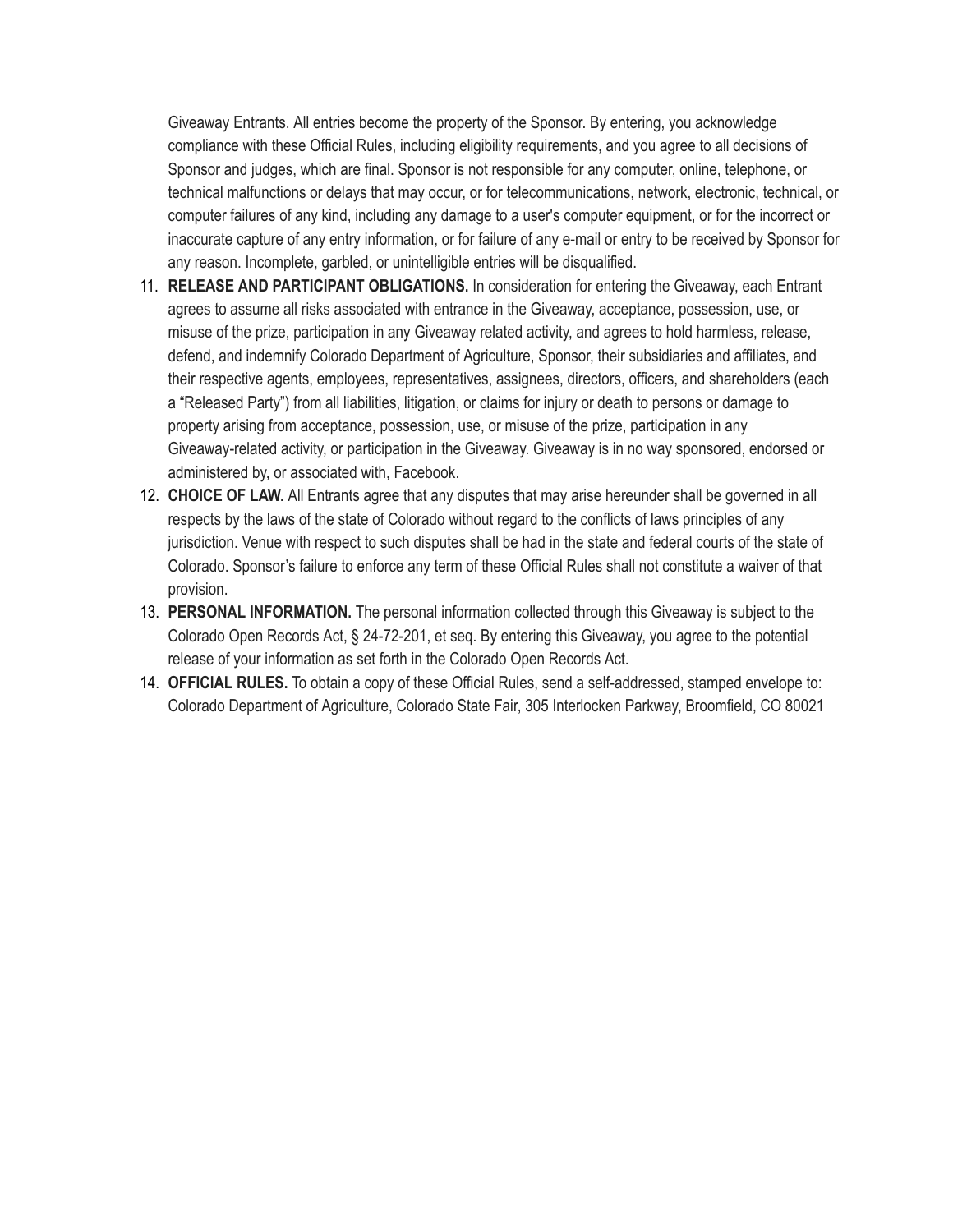Giveaway Entrants. All entries become the property of the Sponsor. By entering, you acknowledge compliance with these Official Rules, including eligibility requirements, and you agree to all decisions of Sponsor and judges, which are final. Sponsor is not responsible for any computer, online, telephone, or technical malfunctions or delays that may occur, or for telecommunications, network, electronic, technical, or computer failures of any kind, including any damage to a user's computer equipment, or for the incorrect or inaccurate capture of any entry information, or for failure of any e-mail or entry to be received by Sponsor for any reason. Incomplete, garbled, or unintelligible entries will be disqualified.

11. **RELEASE AND PARTICIPANT OBLIGATIONS.** In consideration for entering the Giveaway, each Entrant agrees to assume all risks associated with entrance in the Giveaway, acceptance, possession, use, or misuse of the prize, participation in any Giveaway related activity, and agrees to hold harmless, release, defend, and indemnify Colorado Department of Agriculture, Sponsor, their subsidiaries and affiliates, and their respective agents, employees, representatives, assignees, directors, officers, and shareholders (each a "Released Party") from all liabilities, litigation, or claims for injury or death to persons or damage to property arising from acceptance, possession, use, or misuse of the prize, participation in any Giveaway-related activity, or participation in the Giveaway. Giveaway is in no way sponsored, endorsed or administered by, or associated with, Facebook.
12. **CHOICE OF LAW.** All Entrants agree that any disputes that may arise hereunder shall be governed in all respects by the laws of the state of Colorado without regard to the conflicts of laws principles of any jurisdiction. Venue with respect to such disputes shall be had in the state and federal courts of the state of Colorado. Sponsor's failure to enforce any term of these Official Rules shall not constitute a waiver of that provision.
13. **PERSONAL INFORMATION.** The personal information collected through this Giveaway is subject to the Colorado Open Records Act, § 24-72-201, et seq. By entering this Giveaway, you agree to the potential release of your information as set forth in the Colorado Open Records Act.
14. **OFFICIAL RULES.** To obtain a copy of these Official Rules, send a self-addressed, stamped envelope to: Colorado Department of Agriculture, Colorado State Fair, 305 Interlocken Parkway, Broomfield, CO 80021